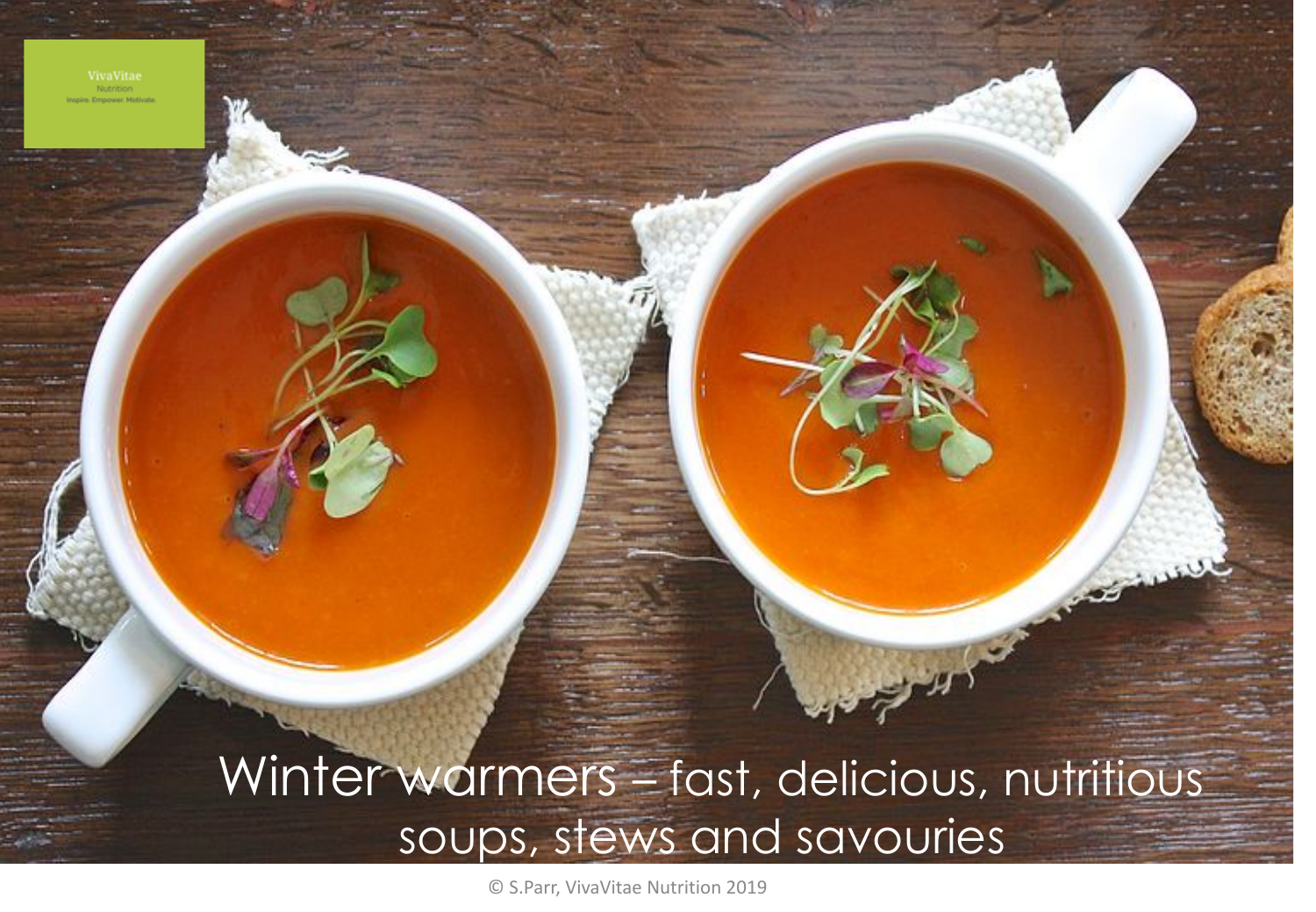VivaVitae
Nutrition
Inspire. Empower. Motivate.

# Winter warmers – fast, delicious, nutritious soups, stews and savouries

© S.Parr, VivaVitae Nutrition 2019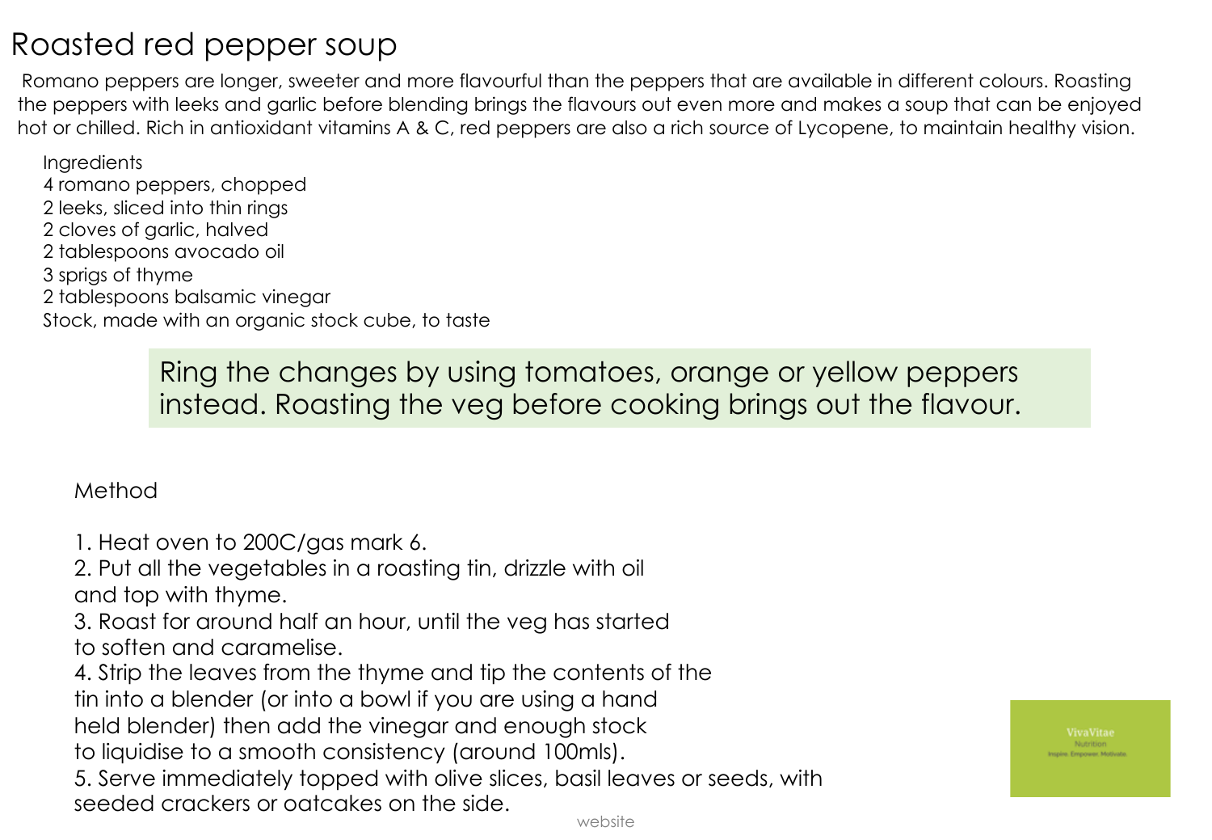# Roasted red pepper soup

Romano peppers are longer, sweeter and more flavourful than the peppers that are available in different colours. Roasting the peppers with leeks and garlic before blending brings the flavours out even more and makes a soup that can be enjoyed hot or chilled. Rich in antioxidant vitamins A & C, red peppers are also a rich source of Lycopene, to maintain healthy vision.

Ingredients
4 romano peppers, chopped
2 leeks, sliced into thin rings
2 cloves of garlic, halved
2 tablespoons avocado oil
3 sprigs of thyme
2 tablespoons balsamic vinegar
Stock, made with an organic stock cube, to taste

> Ring the changes by using tomatoes, orange or yellow peppers instead. Roasting the veg before cooking brings out the flavour.

Method

1. Heat oven to 200C/gas mark 6.
2. Put all the vegetables in a roasting tin, drizzle with oil and top with thyme.
3. Roast for around half an hour, until the veg has started to soften and caramelise.
4. Strip the leaves from the thyme and tip the contents of the tin into a blender (or into a bowl if you are using a hand held blender) then add the vinegar and enough stock to liquidise to a smooth consistency (around 100mls).
5. Serve immediately topped with olive slices, basil leaves or seeds, with seeded crackers or oatcakes on the side.

VivaVitae
Nutrition
Inspire. Empower. Motivate.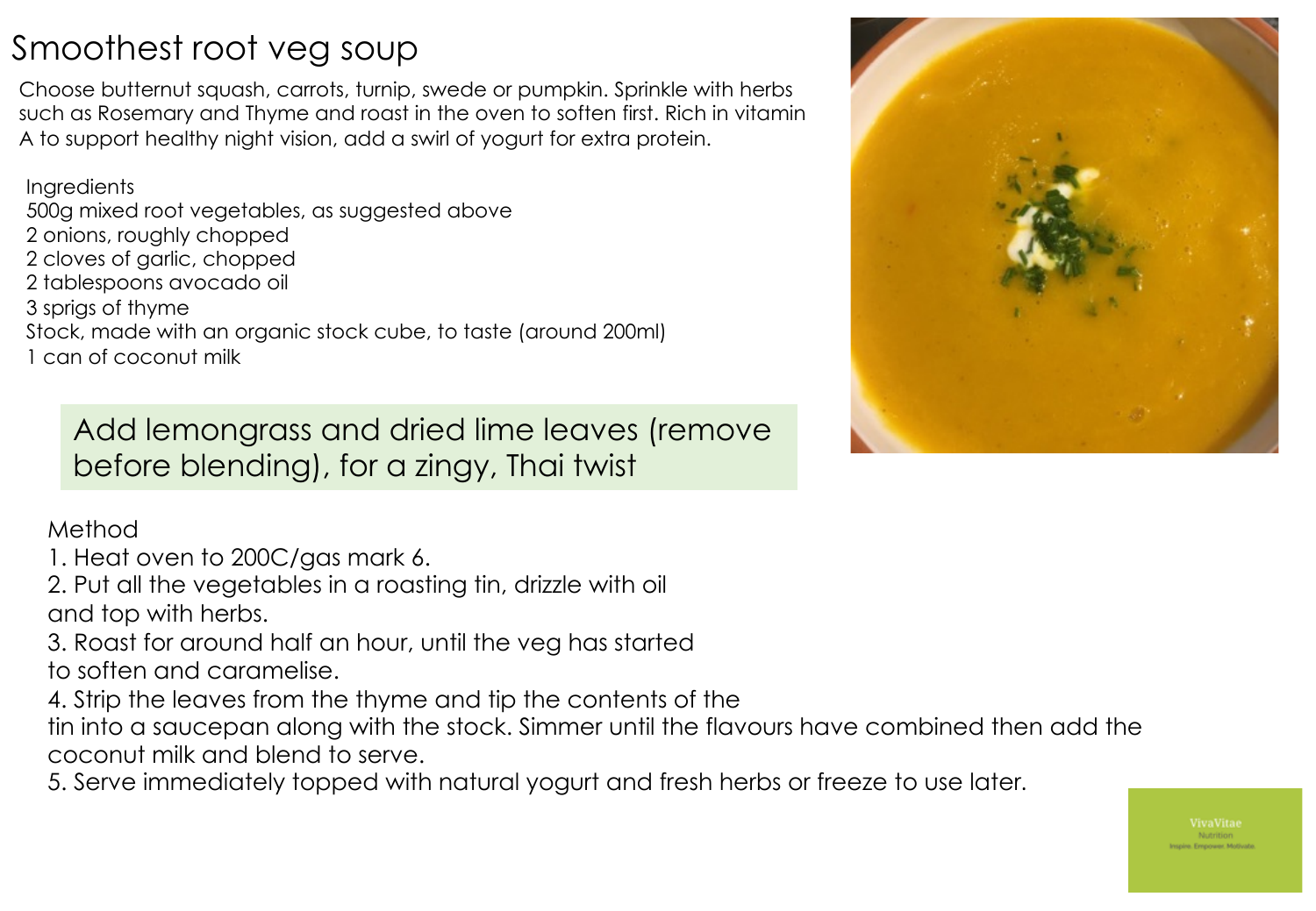# Smoothest root veg soup

Choose butternut squash, carrots, turnip, swede or pumpkin. Sprinkle with herbs such as Rosemary and Thyme and roast in the oven to soften first. Rich in vitamin A to support healthy night vision, add a swirl of yogurt for extra protein.

Ingredients
500g mixed root vegetables, as suggested above
2 onions, roughly chopped
2 cloves of garlic, chopped
2 tablespoons avocado oil
3 sprigs of thyme
Stock, made with an organic stock cube, to taste (around 200ml)
1 can of coconut milk

Add lemongrass and dried lime leaves (remove before blending), for a zingy, Thai twist

Method
1. Heat oven to 200C/gas mark 6.
2. Put all the vegetables in a roasting tin, drizzle with oil and top with herbs.
3. Roast for around half an hour, until the veg has started to soften and caramelise.
4. Strip the leaves from the thyme and tip the contents of the tin into a saucepan along with the stock. Simmer until the flavours have combined then add the coconut milk and blend to serve.
5. Serve immediately topped with natural yogurt and fresh herbs or freeze to use later.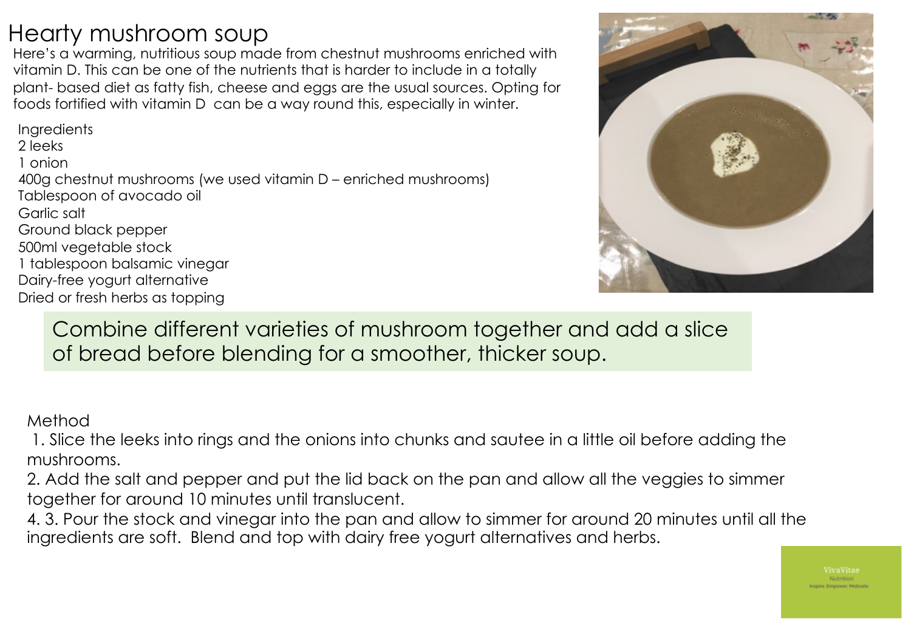# Hearty mushroom soup

Here's a warming, nutritious soup made from chestnut mushrooms enriched with vitamin D. This can be one of the nutrients that is harder to include in a totally plant- based diet as fatty fish, cheese and eggs are the usual sources. Opting for foods fortified with vitamin D can be a way round this, especially in winter.

Ingredients

2 leeks
1 onion
400g chestnut mushrooms (we used vitamin D – enriched mushrooms)
Tablespoon of avocado oil
Garlic salt
Ground black pepper
500ml vegetable stock
1 tablespoon balsamic vinegar
Dairy-free yogurt alternative
Dried or fresh herbs as topping

Combine different varieties of mushroom together and add a slice of bread before blending for a smoother, thicker soup.

Method

1. Slice the leeks into rings and the onions into chunks and sautee in a little oil before adding the mushrooms.
2. Add the salt and pepper and put the lid back on the pan and allow all the veggies to simmer together for around 10 minutes until translucent.
4. 3. Pour the stock and vinegar into the pan and allow to simmer for around 20 minutes until all the ingredients are soft. Blend and top with dairy free yogurt alternatives and herbs.

VivaVitae
Nutrition
Inspire. Empower. Motivate.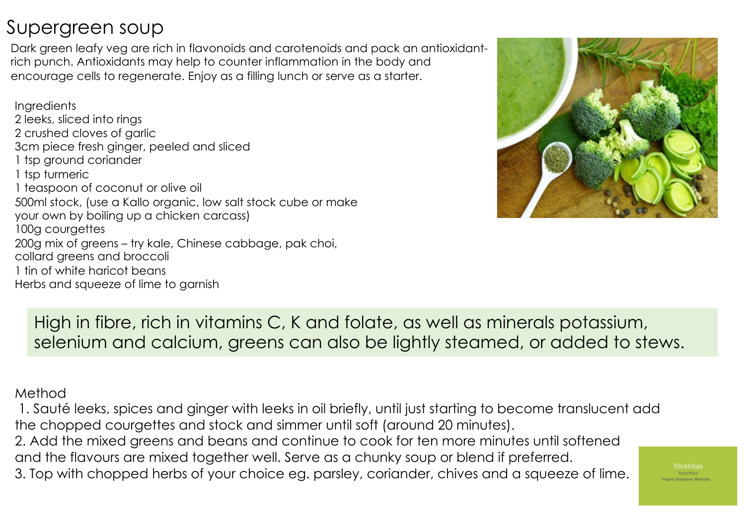# Supergreen soup

Dark green leafy veg are rich in flavonoids and carotenoids and pack an antioxidant-rich punch. Antioxidants may help to counter inflammation in the body and encourage cells to regenerate. Enjoy as a filling lunch or serve as a starter.

Ingredients

2 leeks, sliced into rings
2 crushed cloves of garlic
3cm piece fresh ginger, peeled and sliced
1 tsp ground coriander
1 tsp turmeric
1 teaspoon of coconut or olive oil
500ml stock, (use a Kallo organic, low salt stock cube or make your own by boiling up a chicken carcass)
100g courgettes
200g mix of greens – try kale, Chinese cabbage, pak choi, collard greens and broccoli
1 tin of white haricot beans
Herbs and squeeze of lime to garnish

High in fibre, rich in vitamins C, K and folate, as well as minerals potassium, selenium and calcium, greens can also be lightly steamed, or added to stews.

Method

1. Sauté leeks, spices and ginger with leeks in oil briefly, until just starting to become translucent add the chopped courgettes and stock and simmer until soft (around 20 minutes).
2. Add the mixed greens and beans and continue to cook for ten more minutes until softened and the flavours are mixed together well. Serve as a chunky soup or blend if preferred.
3. Top with chopped herbs of your choice eg. parsley, coriander, chives and a squeeze of lime.

VivaVitae Nutrition
Inspire. Empower. Motivate.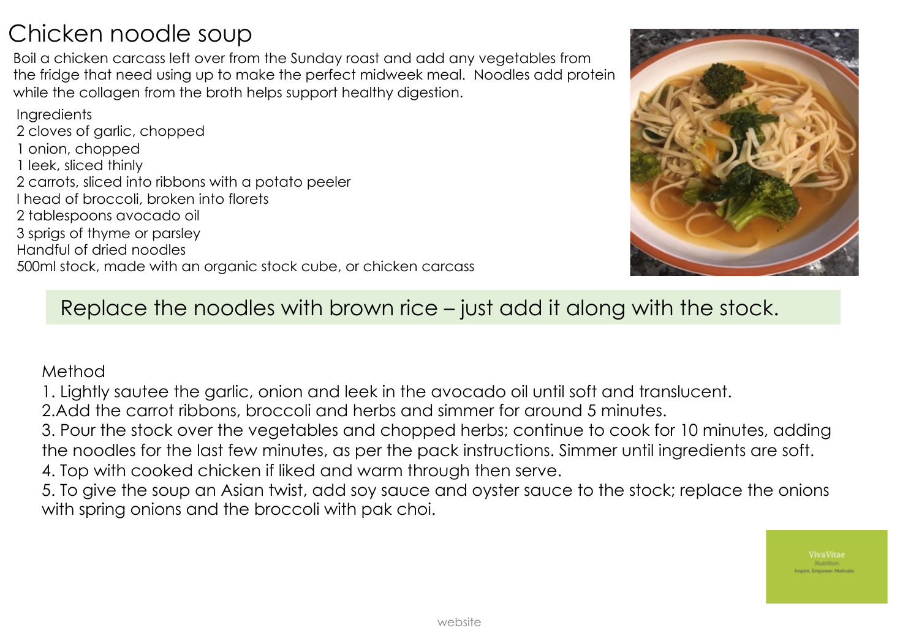# Chicken noodle soup

Boil a chicken carcass left over from the Sunday roast and add any vegetables from the fridge that need using up to make the perfect midweek meal. Noodles add protein while the collagen from the broth helps support healthy digestion.

Ingredients

2 cloves of garlic, chopped
1 onion, chopped
1 leek, sliced thinly
2 carrots, sliced into ribbons with a potato peeler
I head of broccoli, broken into florets
2 tablespoons avocado oil
3 sprigs of thyme or parsley
Handful of dried noodles
500ml stock, made with an organic stock cube, or chicken carcass

Replace the noodles with brown rice – just add it along with the stock.

Method

1. Lightly sautee the garlic, onion and leek in the avocado oil until soft and translucent.
2. Add the carrot ribbons, broccoli and herbs and simmer for around 5 minutes.
3. Pour the stock over the vegetables and chopped herbs; continue to cook for 10 minutes, adding the noodles for the last few minutes, as per the pack instructions. Simmer until ingredients are soft.
4. Top with cooked chicken if liked and warm through then serve.
5. To give the soup an Asian twist, add soy sauce and oyster sauce to the stock; replace the onions with spring onions and the broccoli with pak choi.

VivaVitae Nutrition
Inspire. Empower. Motivate.

website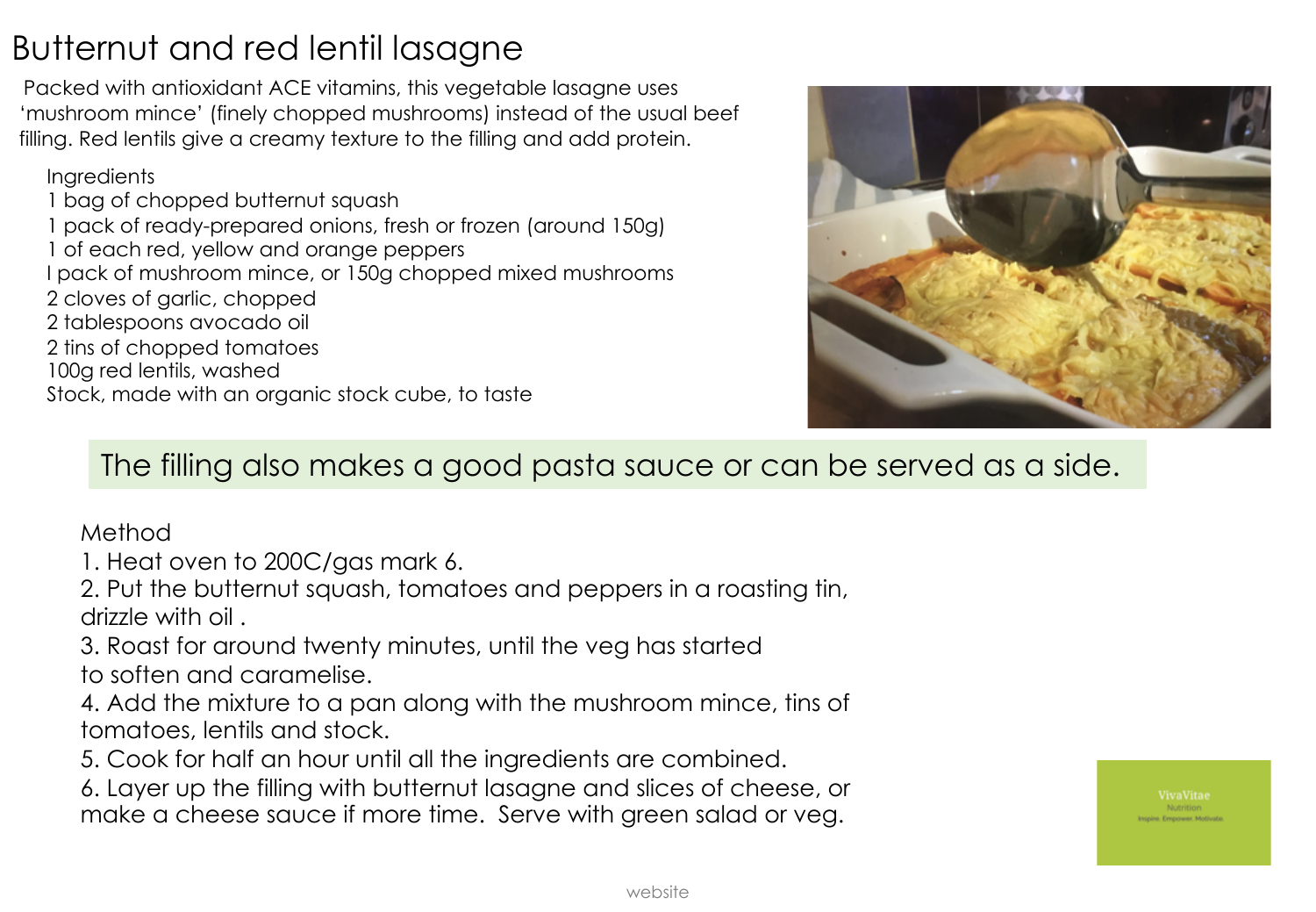# Butternut and red lentil lasagne

Packed with antioxidant ACE vitamins, this vegetable lasagne uses 'mushroom mince' (finely chopped mushrooms) instead of the usual beef filling. Red lentils give a creamy texture to the filling and add protein.

Ingredients

1 bag of chopped butternut squash
1 pack of ready-prepared onions, fresh or frozen (around 150g)
1 of each red, yellow and orange peppers
I pack of mushroom mince, or 150g chopped mixed mushrooms
2 cloves of garlic, chopped
2 tablespoons avocado oil
2 tins of chopped tomatoes
100g red lentils, washed
Stock, made with an organic stock cube, to taste

The filling also makes a good pasta sauce or can be served as a side.

Method

1. Heat oven to 200C/gas mark 6.
2. Put the butternut squash, tomatoes and peppers in a roasting tin, drizzle with oil .
3. Roast for around twenty minutes, until the veg has started to soften and caramelise.
4. Add the mixture to a pan along with the mushroom mince, tins of tomatoes, lentils and stock.
5. Cook for half an hour until all the ingredients are combined.
6. Layer up the filling with butternut lasagne and slices of cheese, or make a cheese sauce if more time. Serve with green salad or veg.

VivaVitae Nutrition
Inspire. Empower. Motivate.

website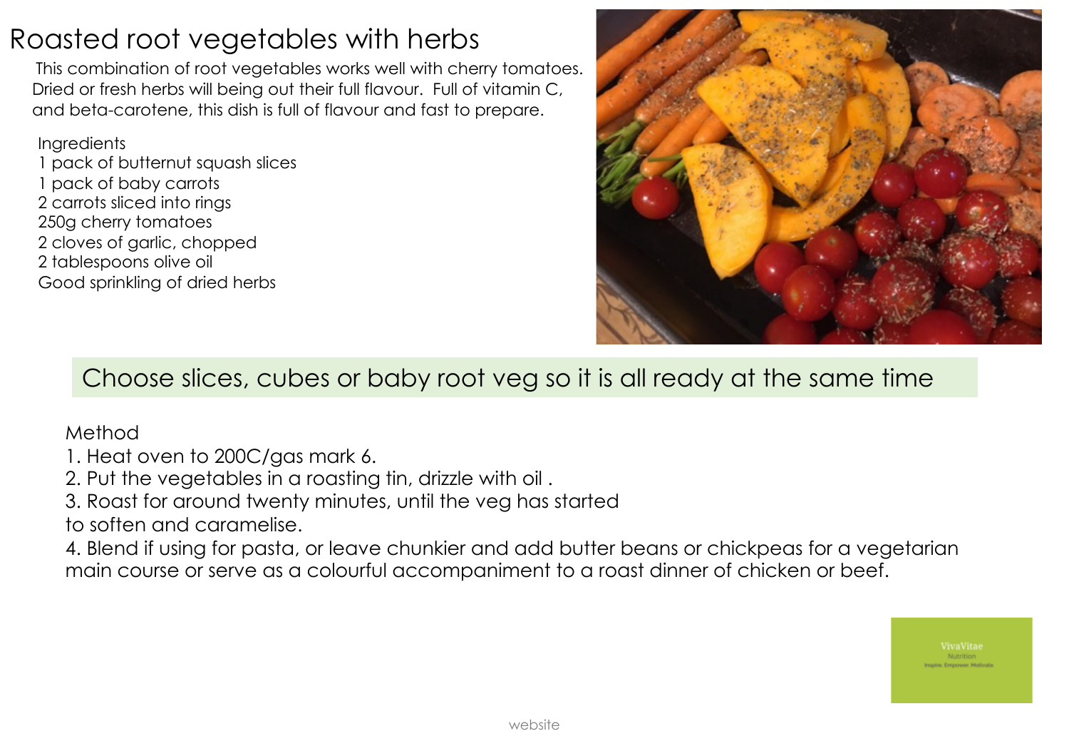# Roasted root vegetables with herbs

This combination of root vegetables works well with cherry tomatoes. Dried or fresh herbs will being out their full flavour. Full of vitamin C, and beta-carotene, this dish is full of flavour and fast to prepare.

Ingredients

1 pack of butternut squash slices
1 pack of baby carrots
2 carrots sliced into rings
250g cherry tomatoes
2 cloves of garlic, chopped
2 tablespoons olive oil
Good sprinkling of dried herbs

Choose slices, cubes or baby root veg so it is all ready at the same time

Method

1. Heat oven to 200C/gas mark 6.
2. Put the vegetables in a roasting tin, drizzle with oil .
3. Roast for around twenty minutes, until the veg has started to soften and caramelise.
4. Blend if using for pasta, or leave chunkier and add butter beans or chickpeas for a vegetarian main course or serve as a colourful accompaniment to a roast dinner of chicken or beef.

VivaVitae
Nutrition
Inspire. Empower. Motivate.

website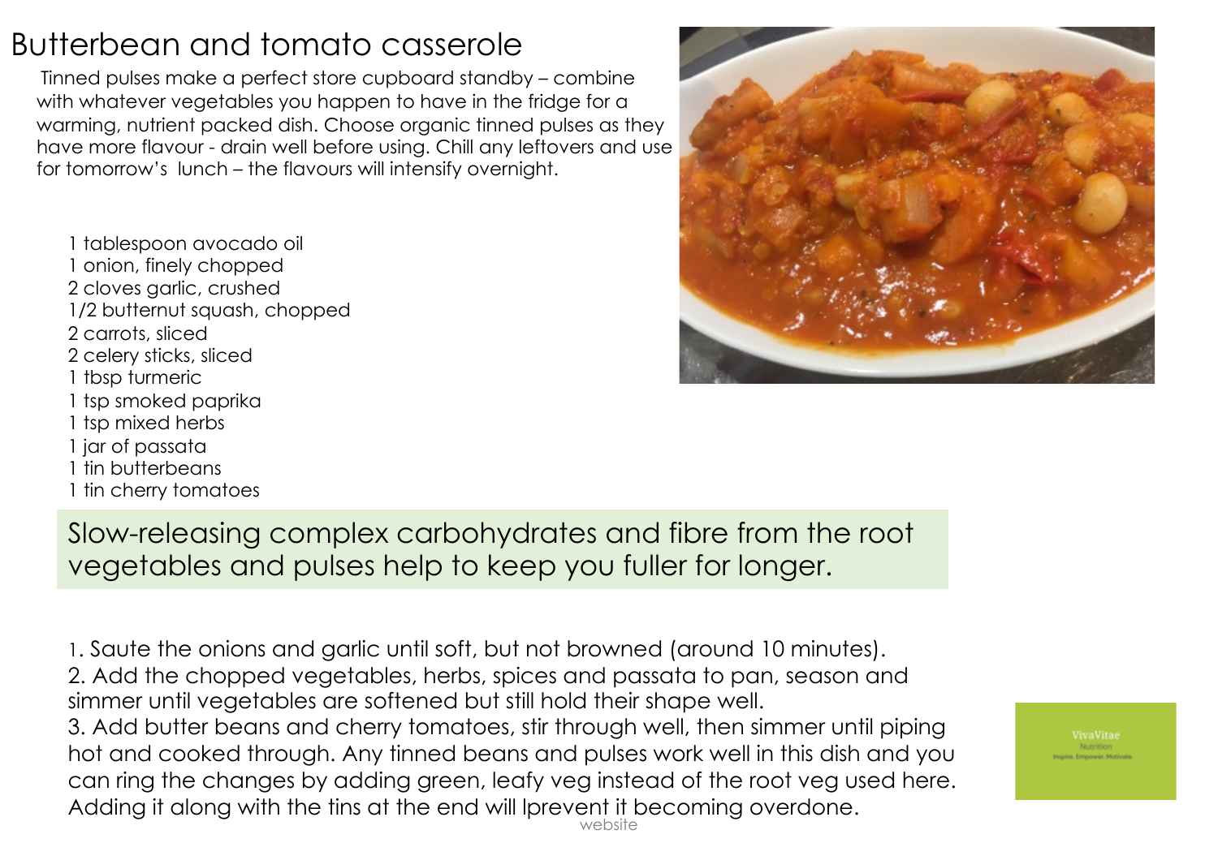# Butterbean and tomato casserole

Tinned pulses make a perfect store cupboard standby – combine with whatever vegetables you happen to have in the fridge for a warming, nutrient packed dish. Choose organic tinned pulses as they have more flavour - drain well before using. Chill any leftovers and use for tomorrow's lunch – the flavours will intensify overnight.

1 tablespoon avocado oil
1 onion, finely chopped
2 cloves garlic, crushed
1/2 butternut squash, chopped
2 carrots, sliced
2 celery sticks, sliced
1 tbsp turmeric
1 tsp smoked paprika
1 tsp mixed herbs
1 jar of passata
1 tin butterbeans
1 tin cherry tomatoes

Slow-releasing complex carbohydrates and fibre from the root vegetables and pulses help to keep you fuller for longer.

1. Saute the onions and garlic until soft, but not browned (around 10 minutes).
2. Add the chopped vegetables, herbs, spices and passata to pan, season and simmer until vegetables are softened but still hold their shape well.
3. Add butter beans and cherry tomatoes, stir through well, then simmer until piping hot and cooked through. Any tinned beans and pulses work well in this dish and you can ring the changes by adding green, leafy veg instead of the root veg used here. Adding it along with the tins at the end will lprevent it becoming overdone.

VivaVitae Nutrition
Inspire. Empower. Motivate.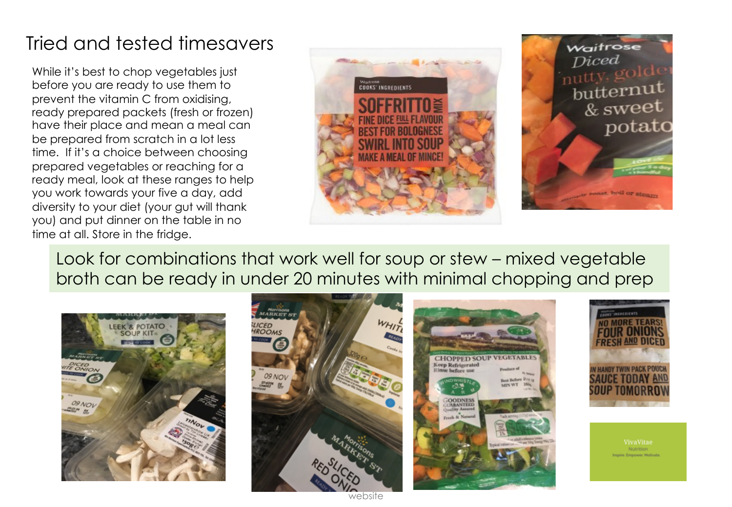# Tried and tested timesavers

While it's best to chop vegetables just before you are ready to use them to prevent the vitamin C from oxidising, ready prepared packets (fresh or frozen) have their place and mean a meal can be prepared from scratch in a lot less time. If it's a choice between choosing prepared vegetables or reaching for a ready meal, look at these ranges to help you work towards your five a day, add diversity to your diet (your gut will thank you) and put dinner on the table in no time at all. Store in the fridge.

Look for combinations that work well for soup or stew – mixed vegetable broth can be ready in under 20 minutes with minimal chopping and prep

website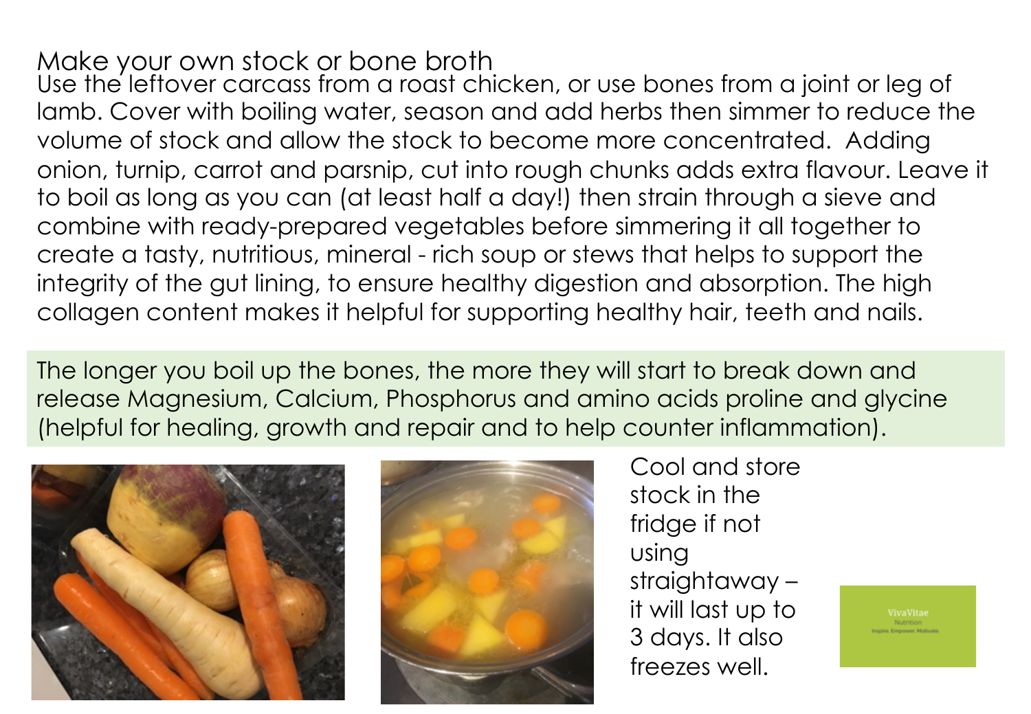## Make your own stock or bone broth

Use the leftover carcass from a roast chicken, or use bones from a joint or leg of lamb. Cover with boiling water, season and add herbs then simmer to reduce the volume of stock and allow the stock to become more concentrated. Adding onion, turnip, carrot and parsnip, cut into rough chunks adds extra flavour. Leave it to boil as long as you can (at least half a day!) then strain through a sieve and combine with ready-prepared vegetables before simmering it all together to create a tasty, nutritious, mineral - rich soup or stews that helps to support the integrity of the gut lining, to ensure healthy digestion and absorption. The high collagen content makes it helpful for supporting healthy hair, teeth and nails.

The longer you boil up the bones, the more they will start to break down and release Magnesium, Calcium, Phosphorus and amino acids proline and glycine (helpful for healing, growth and repair and to help counter inflammation).

Cool and store stock in the fridge if not using straightaway – it will last up to 3 days. It also freezes well.